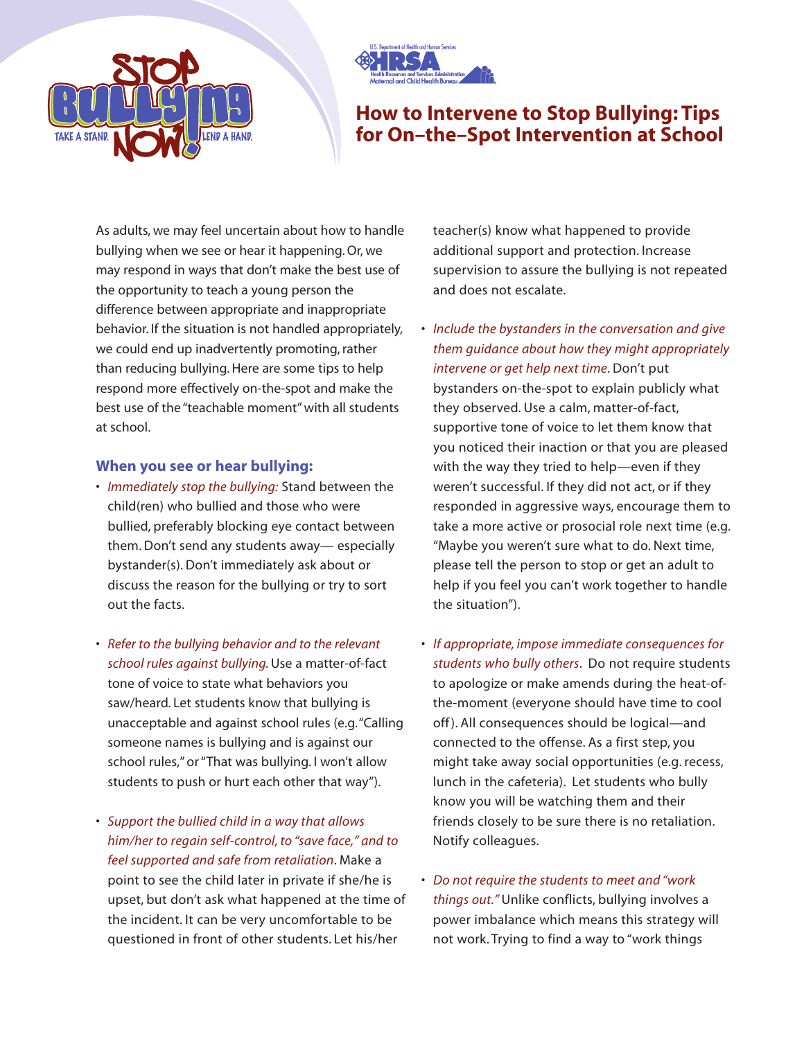# How to Intervene to Stop Bullying: Tips for On–the–Spot Intervention at School

As adults, we may feel uncertain about how to handle bullying when we see or hear it happening. Or, we may respond in ways that don't make the best use of the opportunity to teach a young person the difference between appropriate and inappropriate behavior. If the situation is not handled appropriately, we could end up inadvertently promoting, rather than reducing bullying. Here are some tips to help respond more effectively on-the-spot and make the best use of the "teachable moment" with all students at school.

## When you see or hear bullying:

- *Immediately stop the bullying:* Stand between the child(ren) who bullied and those who were bullied, preferably blocking eye contact between them. Don't send any students away— especially bystander(s). Don't immediately ask about or discuss the reason for the bullying or try to sort out the facts.

- *Refer to the bullying behavior and to the relevant school rules against bullying.* Use a matter-of-fact tone of voice to state what behaviors you saw/heard. Let students know that bullying is unacceptable and against school rules (e.g. "Calling someone names is bullying and is against our school rules," or "That was bullying. I won't allow students to push or hurt each other that way").

- *Support the bullied child in a way that allows him/her to regain self-control, to "save face," and to feel supported and safe from retaliation*. Make a point to see the child later in private if she/he is upset, but don't ask what happened at the time of the incident. It can be very uncomfortable to be questioned in front of other students. Let his/her teacher(s) know what happened to provide additional support and protection. Increase supervision to assure the bullying is not repeated and does not escalate.

- *Include the bystanders in the conversation and give them guidance about how they might appropriately intervene or get help next time*. Don't put bystanders on-the-spot to explain publicly what they observed. Use a calm, matter-of-fact, supportive tone of voice to let them know that you noticed their inaction or that you are pleased with the way they tried to help—even if they weren't successful. If they did not act, or if they responded in aggressive ways, encourage them to take a more active or prosocial role next time (e.g. "Maybe you weren't sure what to do. Next time, please tell the person to stop or get an adult to help if you feel you can't work together to handle the situation").

- *If appropriate, impose immediate consequences for students who bully others*. Do not require students to apologize or make amends during the heat-of-the-moment (everyone should have time to cool off). All consequences should be logical—and connected to the offense. As a first step, you might take away social opportunities (e.g. recess, lunch in the cafeteria). Let students who bully know you will be watching them and their friends closely to be sure there is no retaliation. Notify colleagues.

- *Do not require the students to meet and "work things out."* Unlike conflicts, bullying involves a power imbalance which means this strategy will not work. Trying to find a way to "work things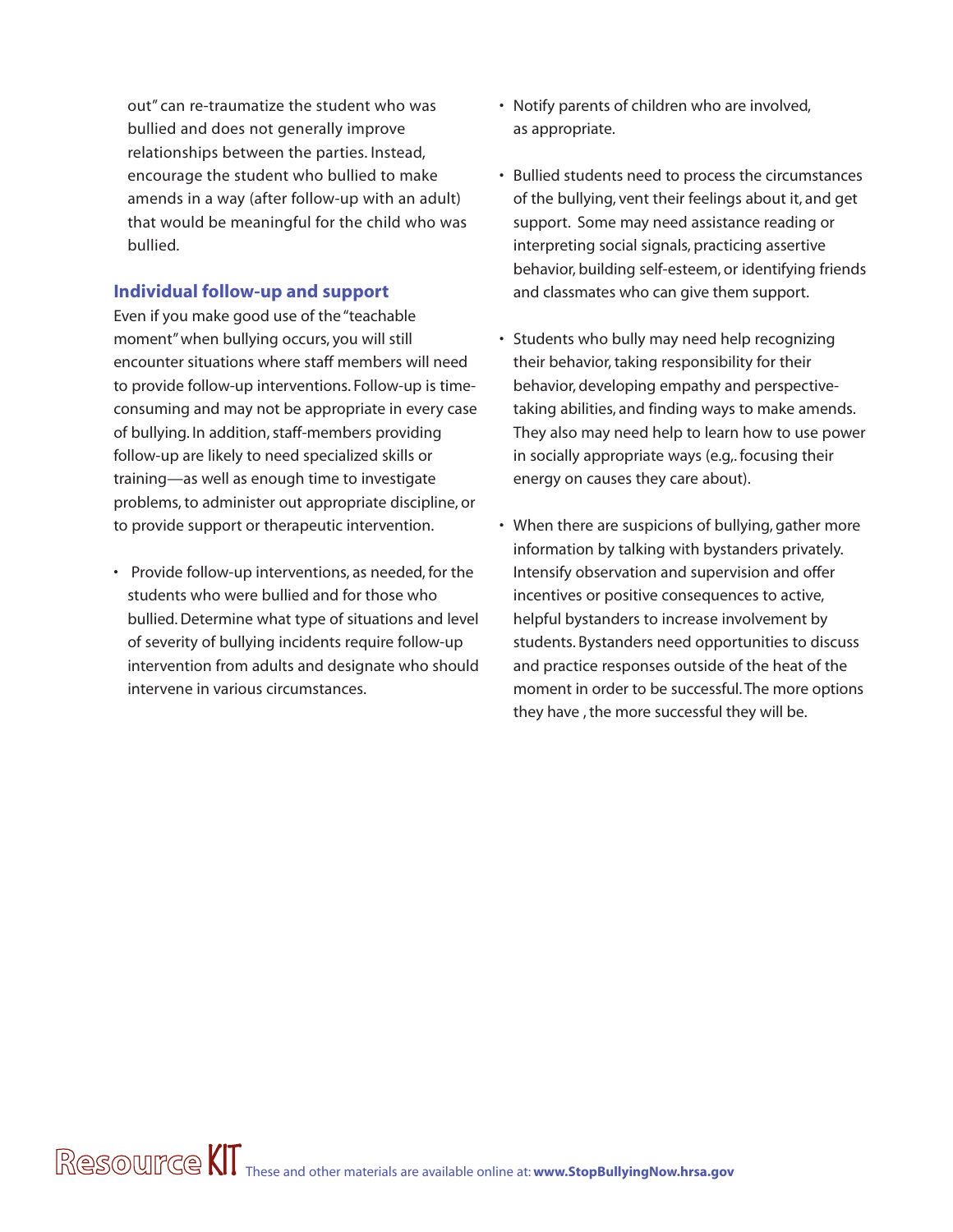out" can re-traumatize the student who was bullied and does not generally improve relationships between the parties. Instead, encourage the student who bullied to make amends in a way (after follow-up with an adult) that would be meaningful for the child who was bullied.

### Individual follow-up and support

Even if you make good use of the "teachable moment" when bullying occurs, you will still encounter situations where staff members will need to provide follow-up interventions. Follow-up is time-consuming and may not be appropriate in every case of bullying. In addition, staff-members providing follow-up are likely to need specialized skills or training—as well as enough time to investigate problems, to administer out appropriate discipline, or to provide support or therapeutic intervention.

- Provide follow-up interventions, as needed, for the students who were bullied and for those who bullied. Determine what type of situations and level of severity of bullying incidents require follow-up intervention from adults and designate who should intervene in various circumstances.
- Notify parents of children who are involved, as appropriate.
- Bullied students need to process the circumstances of the bullying, vent their feelings about it, and get support. Some may need assistance reading or interpreting social signals, practicing assertive behavior, building self-esteem, or identifying friends and classmates who can give them support.
- Students who bully may need help recognizing their behavior, taking responsibility for their behavior, developing empathy and perspective-taking abilities, and finding ways to make amends. They also may need help to learn how to use power in socially appropriate ways (e.g,. focusing their energy on causes they care about).
- When there are suspicions of bullying, gather more information by talking with bystanders privately. Intensify observation and supervision and offer incentives or positive consequences to active, helpful bystanders to increase involvement by students. Bystanders need opportunities to discuss and practice responses outside of the heat of the moment in order to be successful. The more options they have , the more successful they will be.